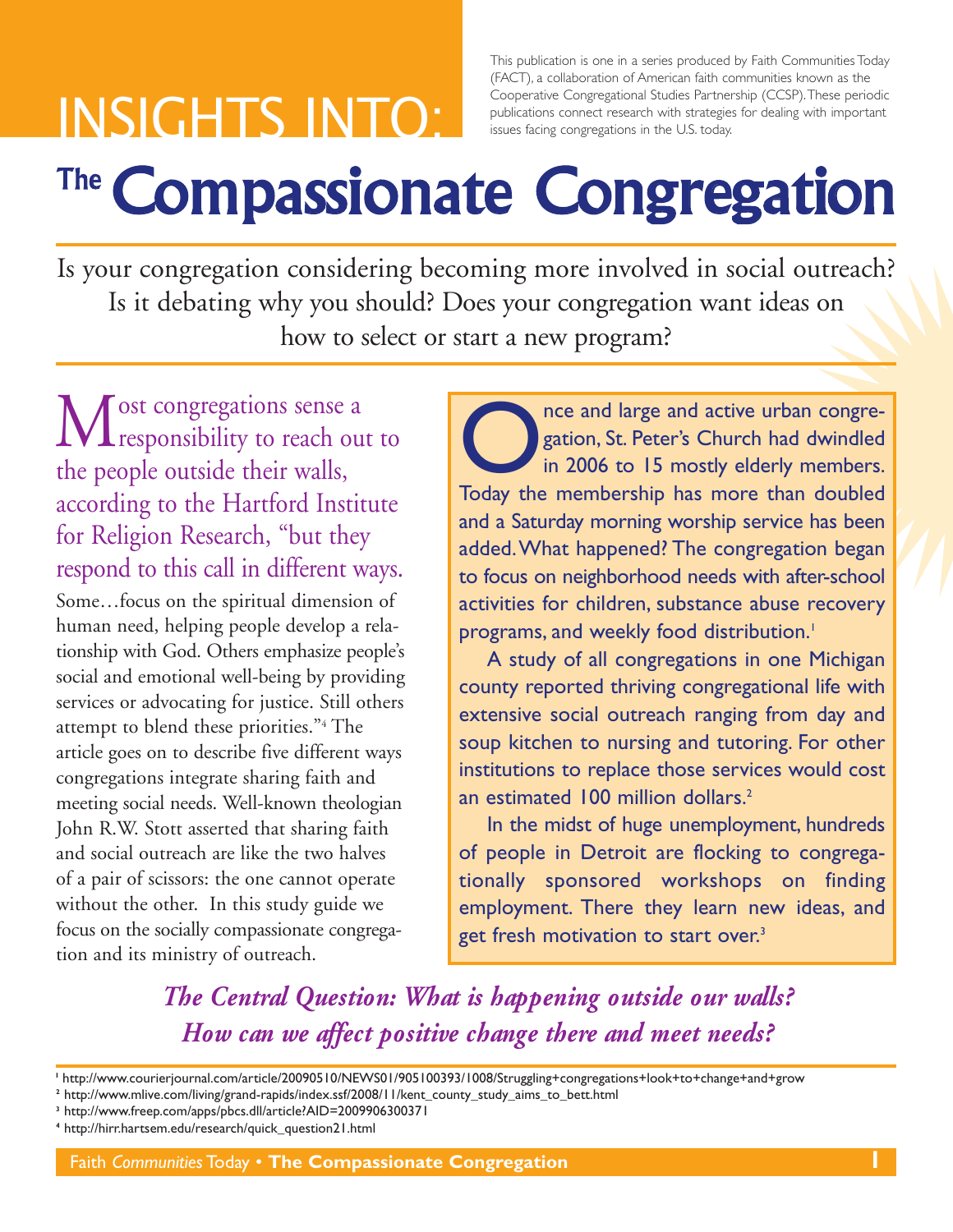# INSIGHTS INTO:

This publication is one in a series produced by Faith Communities Today (FACT), a collaboration of American faith communities known as the Cooperative Congregational Studies Partnership (CCSP). These periodic publications connect research with strategies for dealing with important issues facing congregations in the U.S. today.

# The Compassionate Congregation

Is your congregation considering becoming more involved in social outreach? Is it debating why you should? Does your congregation want ideas on how to select or start a new program?

Most congregations sense a responsibility to reach out to the people outside their walls, according to the Hartford Institute for Religion Research, "but they respond to this call in different ways. Some…focus on the spiritual dimension of human need, helping people develop a relationship with God. Others emphasize people's social and emotional well-being by providing services or advocating for justice. Still others attempt to blend these priorities."[4] The article goes on to describe five different ways congregations integrate sharing faith and meeting social needs. Well-known theologian John R.W. Stott asserted that sharing faith and social outreach are like the two halves of a pair of scissors: the one cannot operate without the other. In this study guide we focus on the socially compassionate congregation and its ministry of outreach.

Once and large and active urban congregation, St. Peter's Church had dwindled in 2006 to 15 mostly elderly members. Today the membership has more than doubled and a Saturday morning worship service has been added. What happened? The congregation began to focus on neighborhood needs with after-school activities for children, substance abuse recovery programs, and weekly food distribution.[1]

A study of all congregations in one Michigan county reported thriving congregational life with extensive social outreach ranging from day and soup kitchen to nursing and tutoring. For other institutions to replace those services would cost an estimated 100 million dollars.[2]

In the midst of huge unemployment, hundreds of people in Detroit are flocking to congregationally sponsored workshops on finding employment. There they learn new ideas, and get fresh motivation to start over.[3]

*The Central Question: What is happening outside our walls? How can we affect positive change there and meet needs?*

[1] http://www.courierjournal.com/article/20090510/NEWS01/905100393/1008/Struggling+congregations+look+to+change+and+grow
[2] http://www.mlive.com/living/grand-rapids/index.ssf/2008/11/kent_county_study_aims_to_bett.html
[3] http://www.freep.com/apps/pbcs.dll/article?AID=2009906300371
[4] http://hirr.hartsem.edu/research/quick_question21.html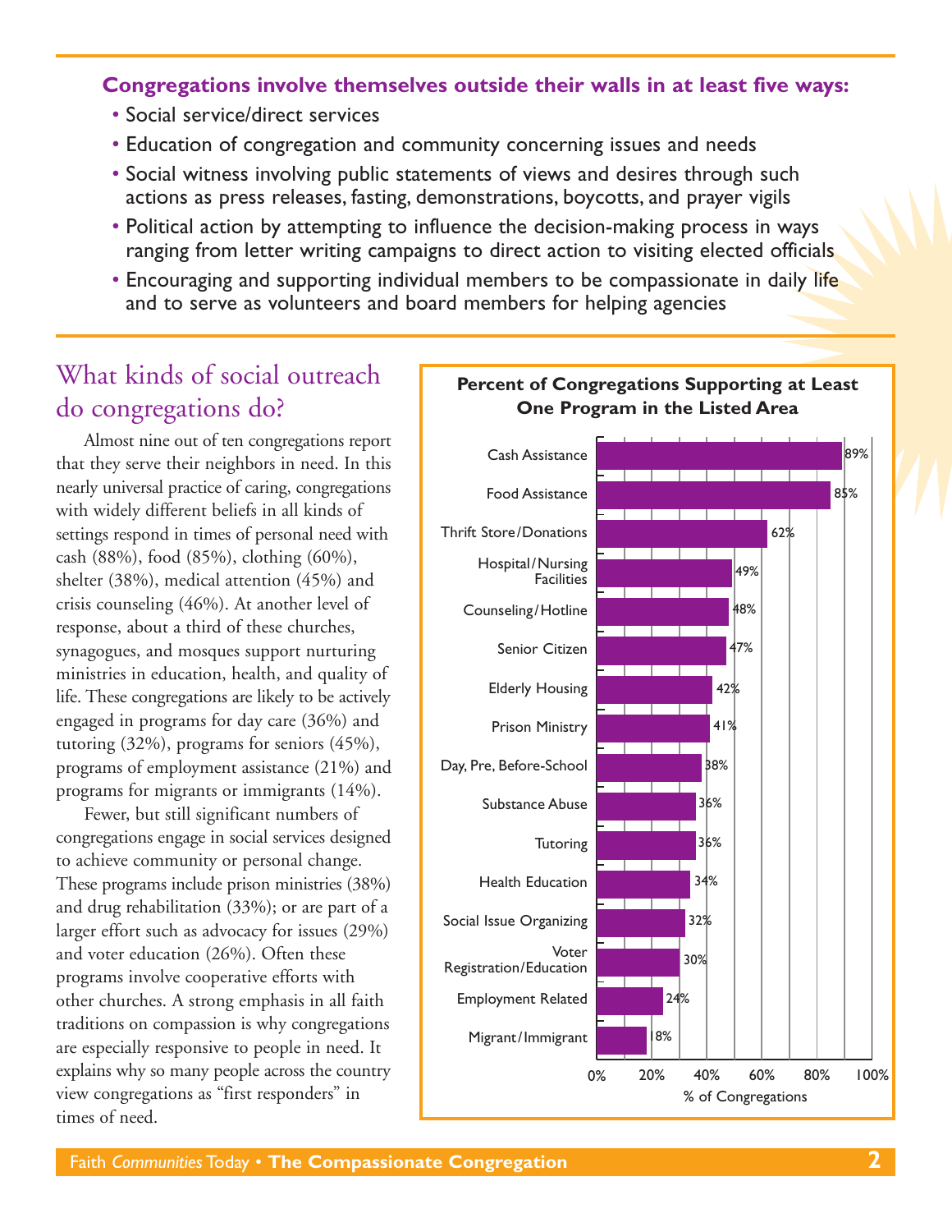**Congregations involve themselves outside their walls in at least five ways:**

- Social service/direct services
- Education of congregation and community concerning issues and needs
- Social witness involving public statements of views and desires through such actions as press releases, fasting, demonstrations, boycotts, and prayer vigils
- Political action by attempting to influence the decision-making process in ways ranging from letter writing campaigns to direct action to visiting elected officials
- Encouraging and supporting individual members to be compassionate in daily life and to serve as volunteers and board members for helping agencies

## What kinds of social outreach do congregations do?

Almost nine out of ten congregations report that they serve their neighbors in need. In this nearly universal practice of caring, congregations with widely different beliefs in all kinds of settings respond in times of personal need with cash (88%), food (85%), clothing (60%), shelter (38%), medical attention (45%) and crisis counseling (46%). At another level of response, about a third of these churches, synagogues, and mosques support nurturing ministries in education, health, and quality of life. These congregations are likely to be actively engaged in programs for day care (36%) and tutoring (32%), programs for seniors (45%), programs of employment assistance (21%) and programs for migrants or immigrants (14%).

Fewer, but still significant numbers of congregations engage in social services designed to achieve community or personal change. These programs include prison ministries (38%) and drug rehabilitation (33%); or are part of a larger effort such as advocacy for issues (29%) and voter education (26%). Often these programs involve cooperative efforts with other churches. A strong emphasis in all faith traditions on compassion is why congregations are especially responsive to people in need. It explains why so many people across the country view congregations as "first responders" in times of need.

**Percent of Congregations Supporting at Least One Program in the Listed Area**

| Area | % of Congregations |
|---|---|
| Cash Assistance | 89% |
| Food Assistance | 85% |
| Thrift Store/Donations | 62% |
| Hospital/Nursing Facilities | 49% |
| Counseling/Hotline | 48% |
| Senior Citizen | 47% |
| Elderly Housing | 42% |
| Prison Ministry | 41% |
| Day, Pre, Before-School | 38% |
| Substance Abuse | 36% |
| Tutoring | 36% |
| Health Education | 34% |
| Social Issue Organizing | 32% |
| Voter Registration/Education | 30% |
| Employment Related | 24% |
| Migrant/Immigrant | 18% |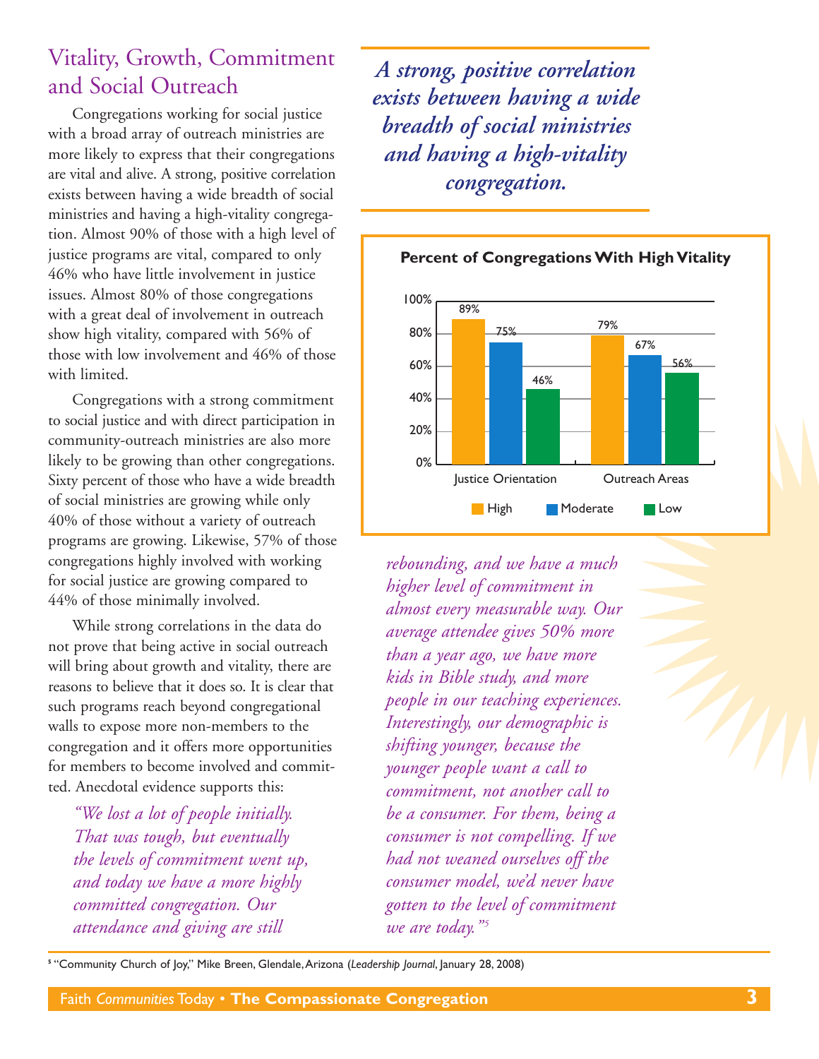## Vitality, Growth, Commitment and Social Outreach

Congregations working for social justice with a broad array of outreach ministries are more likely to express that their congregations are vital and alive. A strong, positive correlation exists between having a wide breadth of social ministries and having a high-vitality congregation. Almost 90% of those with a high level of justice programs are vital, compared to only 46% who have little involvement in justice issues. Almost 80% of those congregations with a great deal of involvement in outreach show high vitality, compared with 56% of those with low involvement and 46% of those with limited.

Congregations with a strong commitment to social justice and with direct participation in community-outreach ministries are also more likely to be growing than other congregations. Sixty percent of those who have a wide breadth of social ministries are growing while only 40% of those without a variety of outreach programs are growing. Likewise, 57% of those congregations highly involved with working for social justice are growing compared to 44% of those minimally involved.

While strong correlations in the data do not prove that being active in social outreach will bring about growth and vitality, there are reasons to believe that it does so. It is clear that such programs reach beyond congregational walls to expose more non-members to the congregation and it offers more opportunities for members to become involved and committed. Anecdotal evidence supports this:

> *"We lost a lot of people initially. That was tough, but eventually the levels of commitment went up, and today we have a more highly committed congregation. Our attendance and giving are still rebounding, and we have a much higher level of commitment in almost every measurable way. Our average attendee gives 50% more than a year ago, we have more kids in Bible study, and more people in our teaching experiences. Interestingly, our demographic is shifting younger, because the younger people want a call to commitment, not another call to be a consumer. For them, being a consumer is not compelling. If we had not weaned ourselves off the consumer model, we'd never have gotten to the level of commitment we are today."*[5]

***A strong, positive correlation exists between having a wide breadth of social ministries and having a high-vitality congregation.***

**Percent of Congregations With High Vitality**

| | High | Moderate | Low |
|---|---|---|---|
| Justice Orientation | 89% | 75% | 46% |
| Outreach Areas | 79% | 67% | 56% |

[5] "Community Church of Joy," Mike Breen, Glendale, Arizona (*Leadership Journal*, January 28, 2008)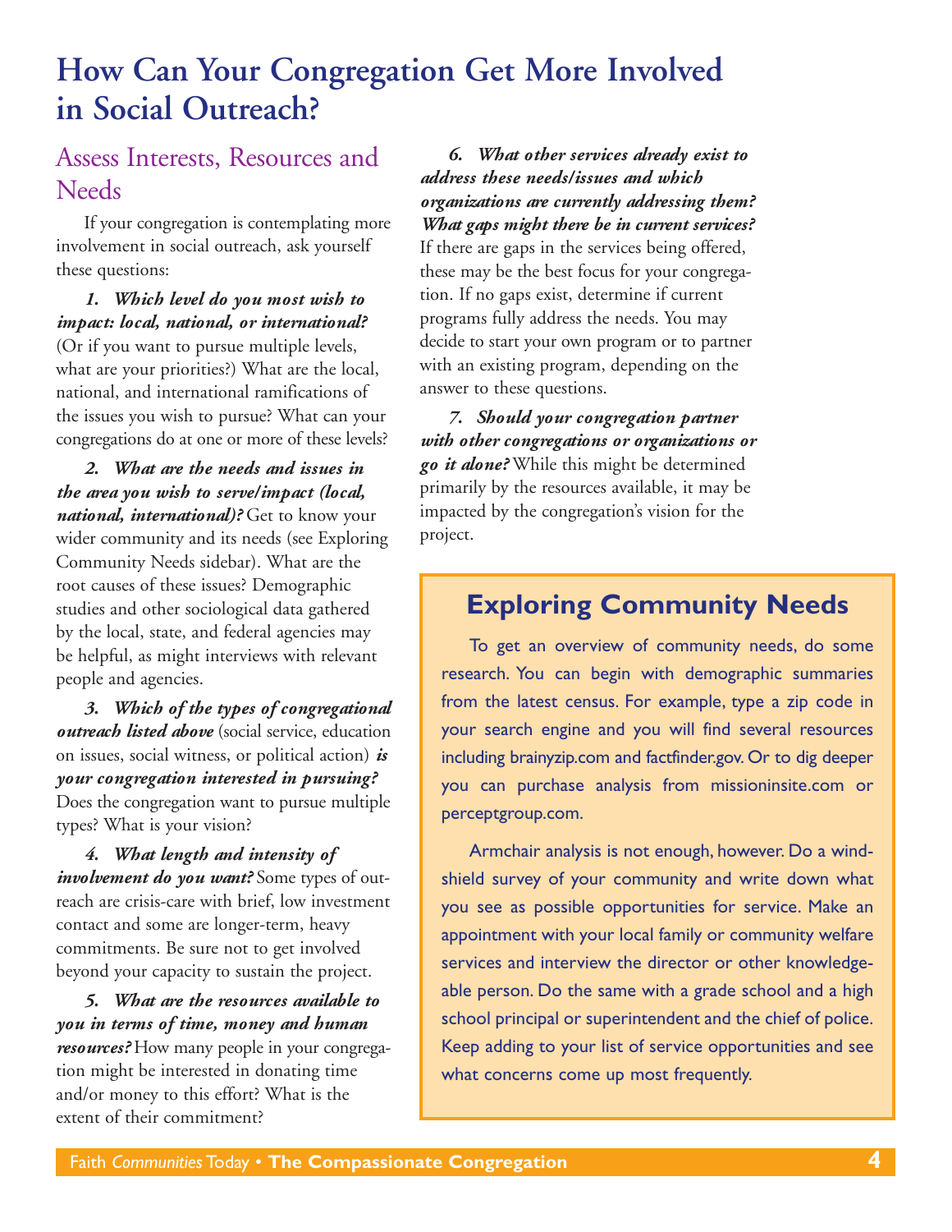# How Can Your Congregation Get More Involved in Social Outreach?

## Assess Interests, Resources and Needs

If your congregation is contemplating more involvement in social outreach, ask yourself these questions:

***1. Which level do you most wish to impact: local, national, or international?*** (Or if you want to pursue multiple levels, what are your priorities?) What are the local, national, and international ramifications of the issues you wish to pursue? What can your congregations do at one or more of these levels?

***2. What are the needs and issues in the area you wish to serve/impact (local, national, international)?*** Get to know your wider community and its needs (see Exploring Community Needs sidebar). What are the root causes of these issues? Demographic studies and other sociological data gathered by the local, state, and federal agencies may be helpful, as might interviews with relevant people and agencies.

***3. Which of the types of congregational outreach listed above*** (social service, education on issues, social witness, or political action) ***is your congregation interested in pursuing?*** Does the congregation want to pursue multiple types? What is your vision?

***4. What length and intensity of involvement do you want?*** Some types of outreach are crisis-care with brief, low investment contact and some are longer-term, heavy commitments. Be sure not to get involved beyond your capacity to sustain the project.

***5. What are the resources available to you in terms of time, money and human resources?*** How many people in your congregation might be interested in donating time and/or money to this effort? What is the extent of their commitment?

***6. What other services already exist to address these needs/issues and which organizations are currently addressing them? What gaps might there be in current services?*** If there are gaps in the services being offered, these may be the best focus for your congregation. If no gaps exist, determine if current programs fully address the needs. You may decide to start your own program or to partner with an existing program, depending on the answer to these questions.

***7. Should your congregation partner with other congregations or organizations or go it alone?*** While this might be determined primarily by the resources available, it may be impacted by the congregation's vision for the project.

## Exploring Community Needs

To get an overview of community needs, do some research. You can begin with demographic summaries from the latest census. For example, type a zip code in your search engine and you will find several resources including brainyzip.com and factfinder.gov. Or to dig deeper you can purchase analysis from missioninsite.com or perceptgroup.com.

Armchair analysis is not enough, however. Do a windshield survey of your community and write down what you see as possible opportunities for service. Make an appointment with your local family or community welfare services and interview the director or other knowledgeable person. Do the same with a grade school and a high school principal or superintendent and the chief of police. Keep adding to your list of service opportunities and see what concerns come up most frequently.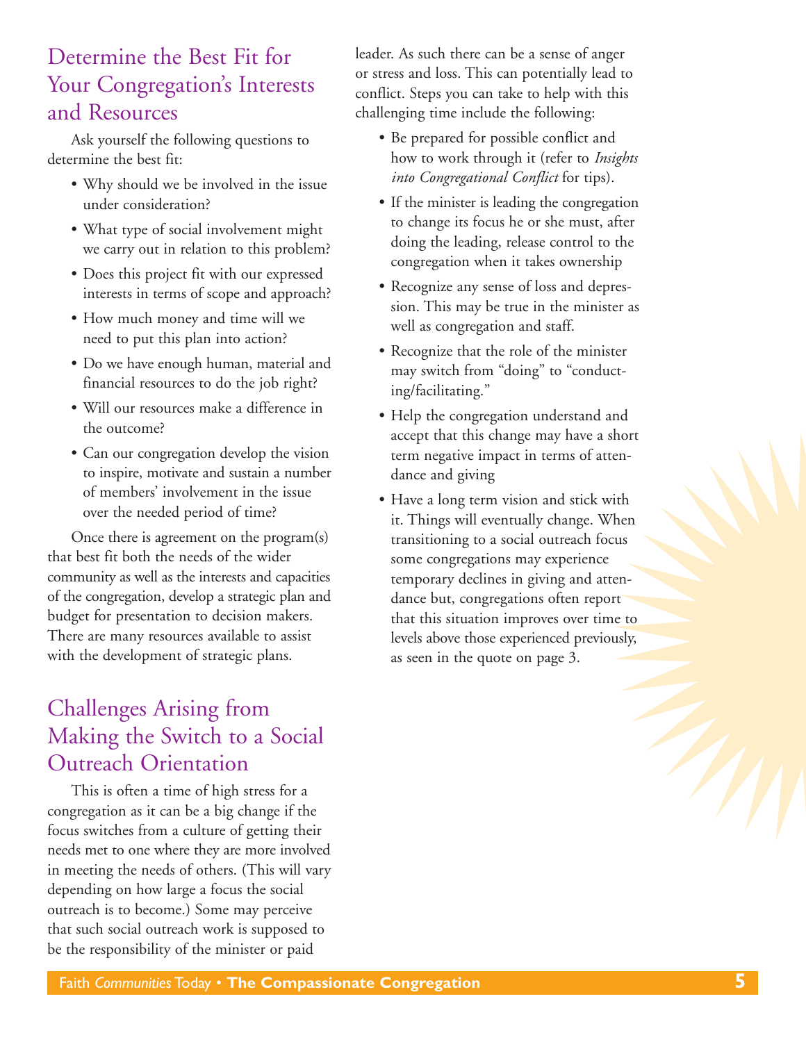## Determine the Best Fit for Your Congregation's Interests and Resources

Ask yourself the following questions to determine the best fit:

- Why should we be involved in the issue under consideration?
- What type of social involvement might we carry out in relation to this problem?
- Does this project fit with our expressed interests in terms of scope and approach?
- How much money and time will we need to put this plan into action?
- Do we have enough human, material and financial resources to do the job right?
- Will our resources make a difference in the outcome?
- Can our congregation develop the vision to inspire, motivate and sustain a number of members' involvement in the issue over the needed period of time?

Once there is agreement on the program(s) that best fit both the needs of the wider community as well as the interests and capacities of the congregation, develop a strategic plan and budget for presentation to decision makers. There are many resources available to assist with the development of strategic plans.

## Challenges Arising from Making the Switch to a Social Outreach Orientation

This is often a time of high stress for a congregation as it can be a big change if the focus switches from a culture of getting their needs met to one where they are more involved in meeting the needs of others. (This will vary depending on how large a focus the social outreach is to become.) Some may perceive that such social outreach work is supposed to be the responsibility of the minister or paid leader. As such there can be a sense of anger or stress and loss. This can potentially lead to conflict. Steps you can take to help with this challenging time include the following:

- Be prepared for possible conflict and how to work through it (refer to *Insights into Congregational Conflict* for tips).
- If the minister is leading the congregation to change its focus he or she must, after doing the leading, release control to the congregation when it takes ownership
- Recognize any sense of loss and depression. This may be true in the minister as well as congregation and staff.
- Recognize that the role of the minister may switch from "doing" to "conducting/facilitating."
- Help the congregation understand and accept that this change may have a short term negative impact in terms of attendance and giving
- Have a long term vision and stick with it. Things will eventually change. When transitioning to a social outreach focus some congregations may experience temporary declines in giving and attendance but, congregations often report that this situation improves over time to levels above those experienced previously, as seen in the quote on page 3.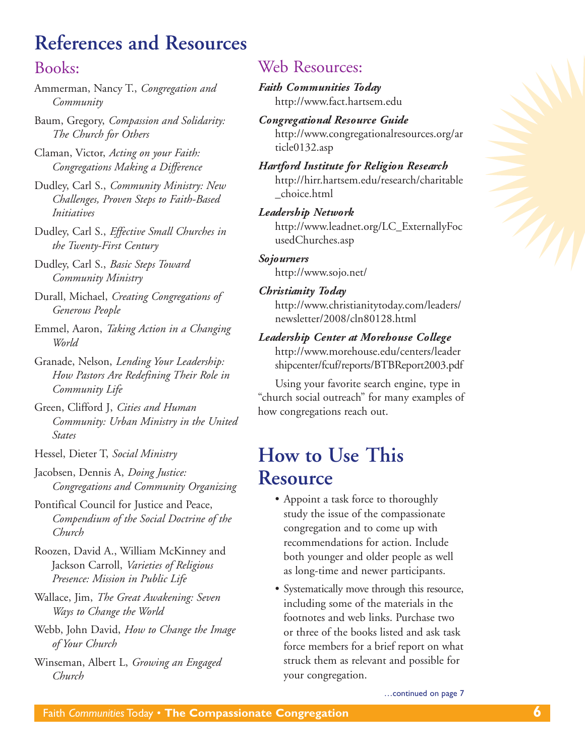# References and Resources

## Books:

Ammerman, Nancy T., *Congregation and Community*

Baum, Gregory, *Compassion and Solidarity: The Church for Others*

Claman, Victor, *Acting on your Faith: Congregations Making a Difference*

Dudley, Carl S., *Community Ministry: New Challenges, Proven Steps to Faith-Based Initiatives*

Dudley, Carl S., *Effective Small Churches in the Twenty-First Century*

Dudley, Carl S., *Basic Steps Toward Community Ministry*

Durall, Michael, *Creating Congregations of Generous People*

Emmel, Aaron, *Taking Action in a Changing World*

Granade, Nelson, *Lending Your Leadership: How Pastors Are Redefining Their Role in Community Life*

Green, Clifford J, *Cities and Human Community: Urban Ministry in the United States*

Hessel, Dieter T, *Social Ministry*

Jacobsen, Dennis A, *Doing Justice: Congregations and Community Organizing*

Pontifical Council for Justice and Peace, *Compendium of the Social Doctrine of the Church*

Roozen, David A., William McKinney and Jackson Carroll, *Varieties of Religious Presence: Mission in Public Life*

Wallace, Jim, *The Great Awakening: Seven Ways to Change the World*

Webb, John David, *How to Change the Image of Your Church*

Winseman, Albert L, *Growing an Engaged Church*

## Web Resources:

***Faith Communities Today***
http://www.fact.hartsem.edu

***Congregational Resource Guide***
http://www.congregationalresources.org/article0132.asp

***Hartford Institute for Religion Research***
http://hirr.hartsem.edu/research/charitable_choice.html

***Leadership Network***
http://www.leadnet.org/LC_ExternallyFocusedChurches.asp

***Sojourners***
http://www.sojo.net/

***Christianity Today***
http://www.christianitytoday.com/leaders/newsletter/2008/cln80128.html

***Leadership Center at Morehouse College***
http://www.morehouse.edu/centers/leadershipcenter/fcuf/reports/BTBReport2003.pdf

Using your favorite search engine, type in "church social outreach" for many examples of how congregations reach out.

# How to Use This Resource

- Appoint a task force to thoroughly study the issue of the compassionate congregation and to come up with recommendations for action. Include both younger and older people as well as long-time and newer participants.
- Systematically move through this resource, including some of the materials in the footnotes and web links. Purchase two or three of the books listed and ask task force members for a brief report on what struck them as relevant and possible for your congregation.

…continued on page 7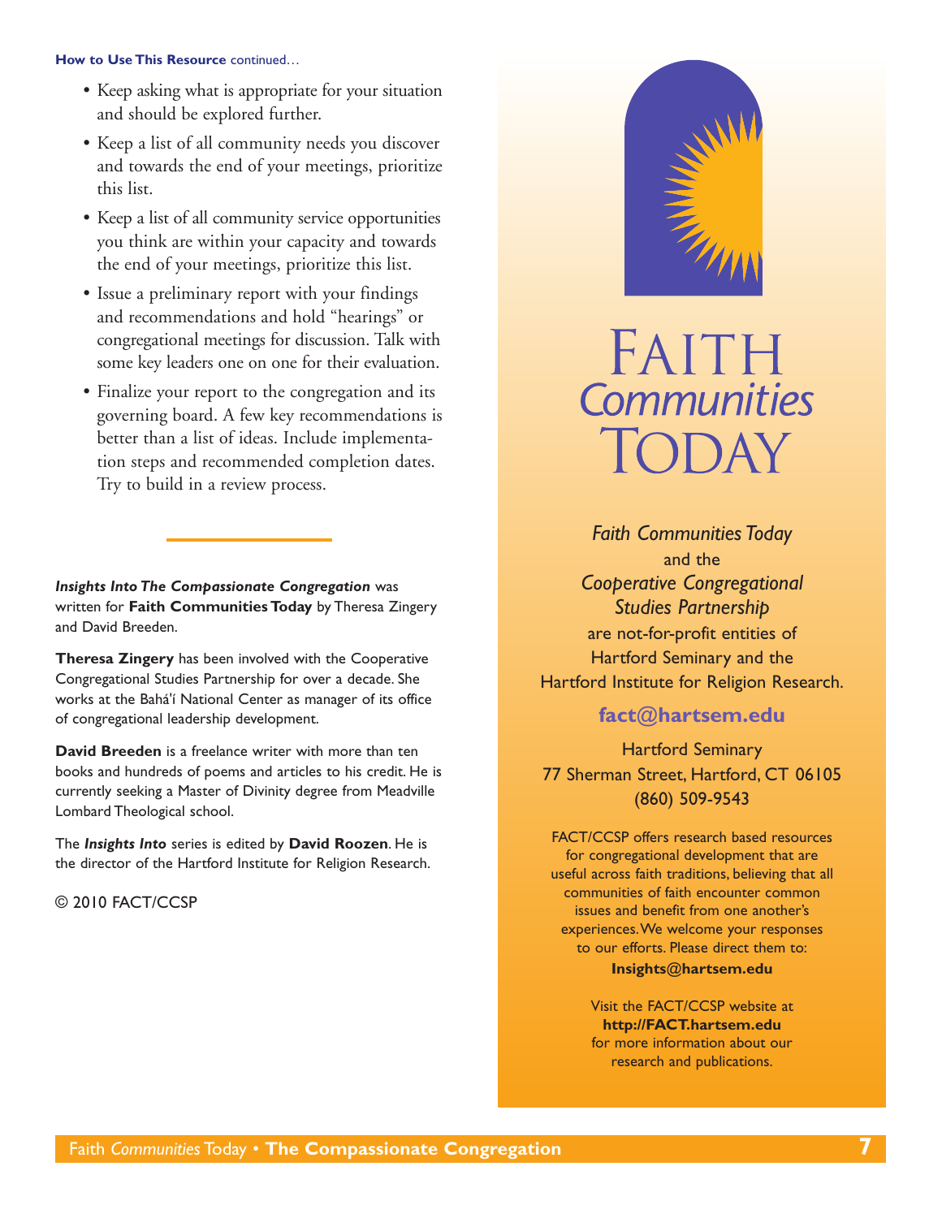**How to Use This Resource** continued…

- Keep asking what is appropriate for your situation and should be explored further.
- Keep a list of all community needs you discover and towards the end of your meetings, prioritize this list.
- Keep a list of all community service opportunities you think are within your capacity and towards the end of your meetings, prioritize this list.
- Issue a preliminary report with your findings and recommendations and hold "hearings" or congregational meetings for discussion. Talk with some key leaders one on one for their evaluation.
- Finalize your report to the congregation and its governing board. A few key recommendations is better than a list of ideas. Include implementation steps and recommended completion dates. Try to build in a review process.

***Insights Into The Compassionate Congregation*** was written for **Faith Communities Today** by Theresa Zingery and David Breeden.

**Theresa Zingery** has been involved with the Cooperative Congregational Studies Partnership for over a decade. She works at the Bahá'í National Center as manager of its office of congregational leadership development.

**David Breeden** is a freelance writer with more than ten books and hundreds of poems and articles to his credit. He is currently seeking a Master of Divinity degree from Meadville Lombard Theological school.

The ***Insights Into*** series is edited by **David Roozen**. He is the director of the Hartford Institute for Religion Research.

© 2010 FACT/CCSP

# FAITH *Communities* TODAY

*Faith Communities Today* and the *Cooperative Congregational Studies Partnership* are not-for-profit entities of Hartford Seminary and the Hartford Institute for Religion Research.

**fact@hartsem.edu**

Hartford Seminary
77 Sherman Street, Hartford, CT 06105
(860) 509-9543

FACT/CCSP offers research based resources for congregational development that are useful across faith traditions, believing that all communities of faith encounter common issues and benefit from one another's experiences. We welcome your responses to our efforts. Please direct them to:
**Insights@hartsem.edu**

Visit the FACT/CCSP website at **http://FACT.hartsem.edu** for more information about our research and publications.